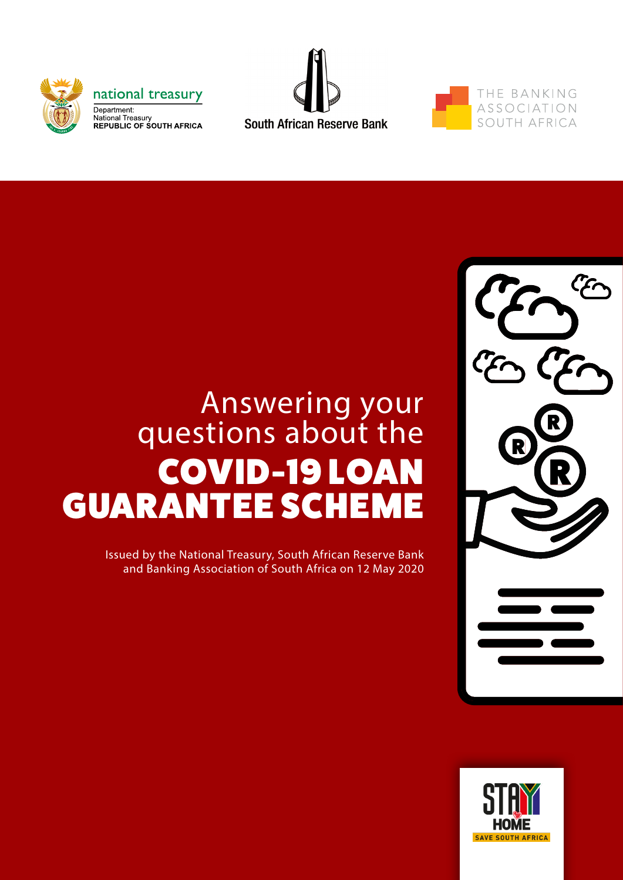national treasury

Department:
National Treasury
REPUBLIC OF SOUTH AFRICA

South African Reserve Bank

THE BANKING ASSOCIATION SOUTH AFRICA

# Answering your questions about the COVID-19 LOAN GUARANTEE SCHEME

Issued by the National Treasury, South African Reserve Bank and Banking Association of South Africa on 12 May 2020

STAY HOME
SAVE SOUTH AFRICA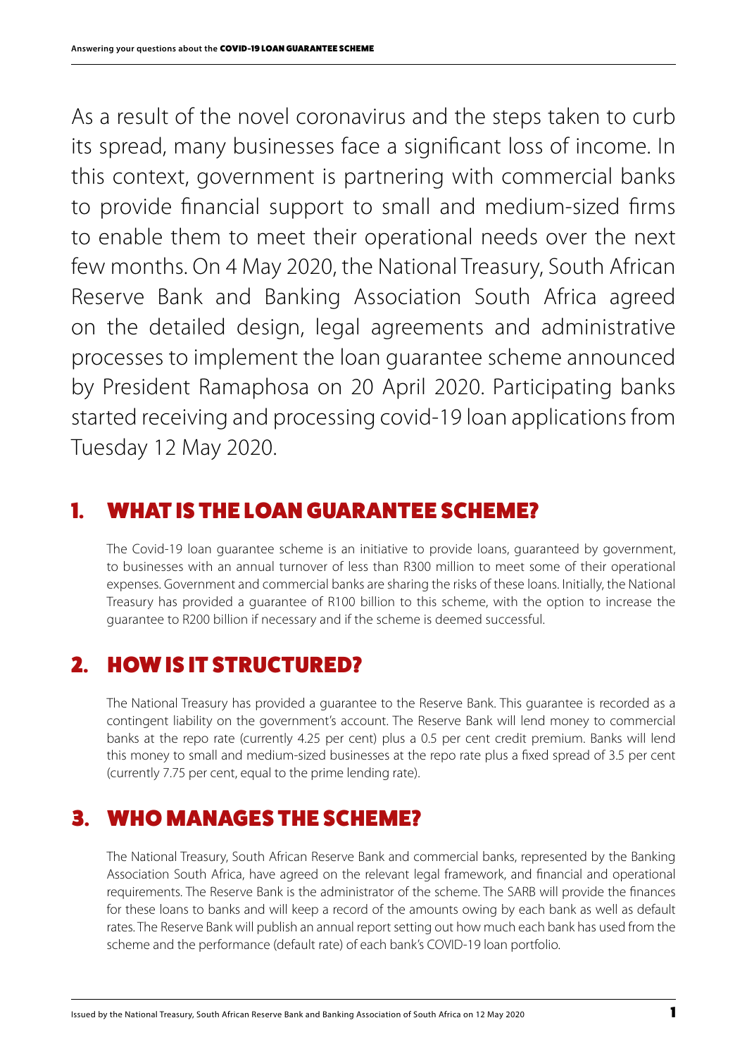As a result of the novel coronavirus and the steps taken to curb its spread, many businesses face a significant loss of income. In this context, government is partnering with commercial banks to provide financial support to small and medium-sized firms to enable them to meet their operational needs over the next few months. On 4 May 2020, the National Treasury, South African Reserve Bank and Banking Association South Africa agreed on the detailed design, legal agreements and administrative processes to implement the loan guarantee scheme announced by President Ramaphosa on 20 April 2020. Participating banks started receiving and processing covid-19 loan applications from Tuesday 12 May 2020.

## 1. WHAT IS THE LOAN GUARANTEE SCHEME?

The Covid-19 loan guarantee scheme is an initiative to provide loans, guaranteed by government, to businesses with an annual turnover of less than R300 million to meet some of their operational expenses. Government and commercial banks are sharing the risks of these loans. Initially, the National Treasury has provided a guarantee of R100 billion to this scheme, with the option to increase the guarantee to R200 billion if necessary and if the scheme is deemed successful.

## 2. HOW IS IT STRUCTURED?

The National Treasury has provided a guarantee to the Reserve Bank. This guarantee is recorded as a contingent liability on the government's account. The Reserve Bank will lend money to commercial banks at the repo rate (currently 4.25 per cent) plus a 0.5 per cent credit premium. Banks will lend this money to small and medium-sized businesses at the repo rate plus a fixed spread of 3.5 per cent (currently 7.75 per cent, equal to the prime lending rate).

## 3. WHO MANAGES THE SCHEME?

The National Treasury, South African Reserve Bank and commercial banks, represented by the Banking Association South Africa, have agreed on the relevant legal framework, and financial and operational requirements. The Reserve Bank is the administrator of the scheme. The SARB will provide the finances for these loans to banks and will keep a record of the amounts owing by each bank as well as default rates. The Reserve Bank will publish an annual report setting out how much each bank has used from the scheme and the performance (default rate) of each bank's COVID-19 loan portfolio.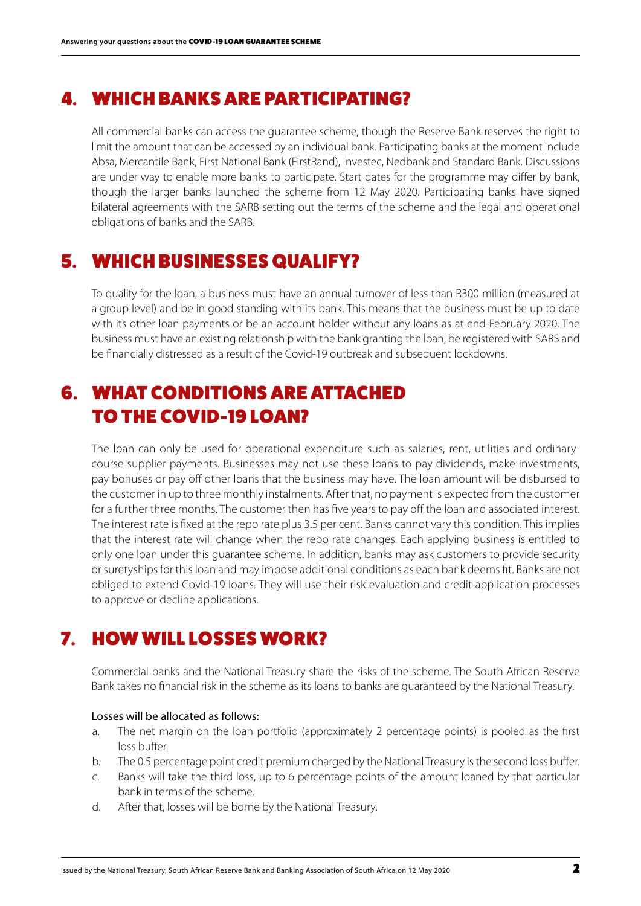## 4. WHICH BANKS ARE PARTICIPATING?

All commercial banks can access the guarantee scheme, though the Reserve Bank reserves the right to limit the amount that can be accessed by an individual bank. Participating banks at the moment include Absa, Mercantile Bank, First National Bank (FirstRand), Investec, Nedbank and Standard Bank. Discussions are under way to enable more banks to participate. Start dates for the programme may differ by bank, though the larger banks launched the scheme from 12 May 2020. Participating banks have signed bilateral agreements with the SARB setting out the terms of the scheme and the legal and operational obligations of banks and the SARB.

## 5. WHICH BUSINESSES QUALIFY?

To qualify for the loan, a business must have an annual turnover of less than R300 million (measured at a group level) and be in good standing with its bank. This means that the business must be up to date with its other loan payments or be an account holder without any loans as at end-February 2020. The business must have an existing relationship with the bank granting the loan, be registered with SARS and be financially distressed as a result of the Covid-19 outbreak and subsequent lockdowns.

## 6. WHAT CONDITIONS ARE ATTACHED TO THE COVID-19 LOAN?

The loan can only be used for operational expenditure such as salaries, rent, utilities and ordinary-course supplier payments. Businesses may not use these loans to pay dividends, make investments, pay bonuses or pay off other loans that the business may have. The loan amount will be disbursed to the customer in up to three monthly instalments. After that, no payment is expected from the customer for a further three months. The customer then has five years to pay off the loan and associated interest. The interest rate is fixed at the repo rate plus 3.5 per cent. Banks cannot vary this condition. This implies that the interest rate will change when the repo rate changes. Each applying business is entitled to only one loan under this guarantee scheme. In addition, banks may ask customers to provide security or suretyships for this loan and may impose additional conditions as each bank deems fit. Banks are not obliged to extend Covid-19 loans. They will use their risk evaluation and credit application processes to approve or decline applications.

## 7. HOW WILL LOSSES WORK?

Commercial banks and the National Treasury share the risks of the scheme. The South African Reserve Bank takes no financial risk in the scheme as its loans to banks are guaranteed by the National Treasury.

Losses will be allocated as follows:

a. The net margin on the loan portfolio (approximately 2 percentage points) is pooled as the first loss buffer.
b. The 0.5 percentage point credit premium charged by the National Treasury is the second loss buffer.
c. Banks will take the third loss, up to 6 percentage points of the amount loaned by that particular bank in terms of the scheme.
d. After that, losses will be borne by the National Treasury.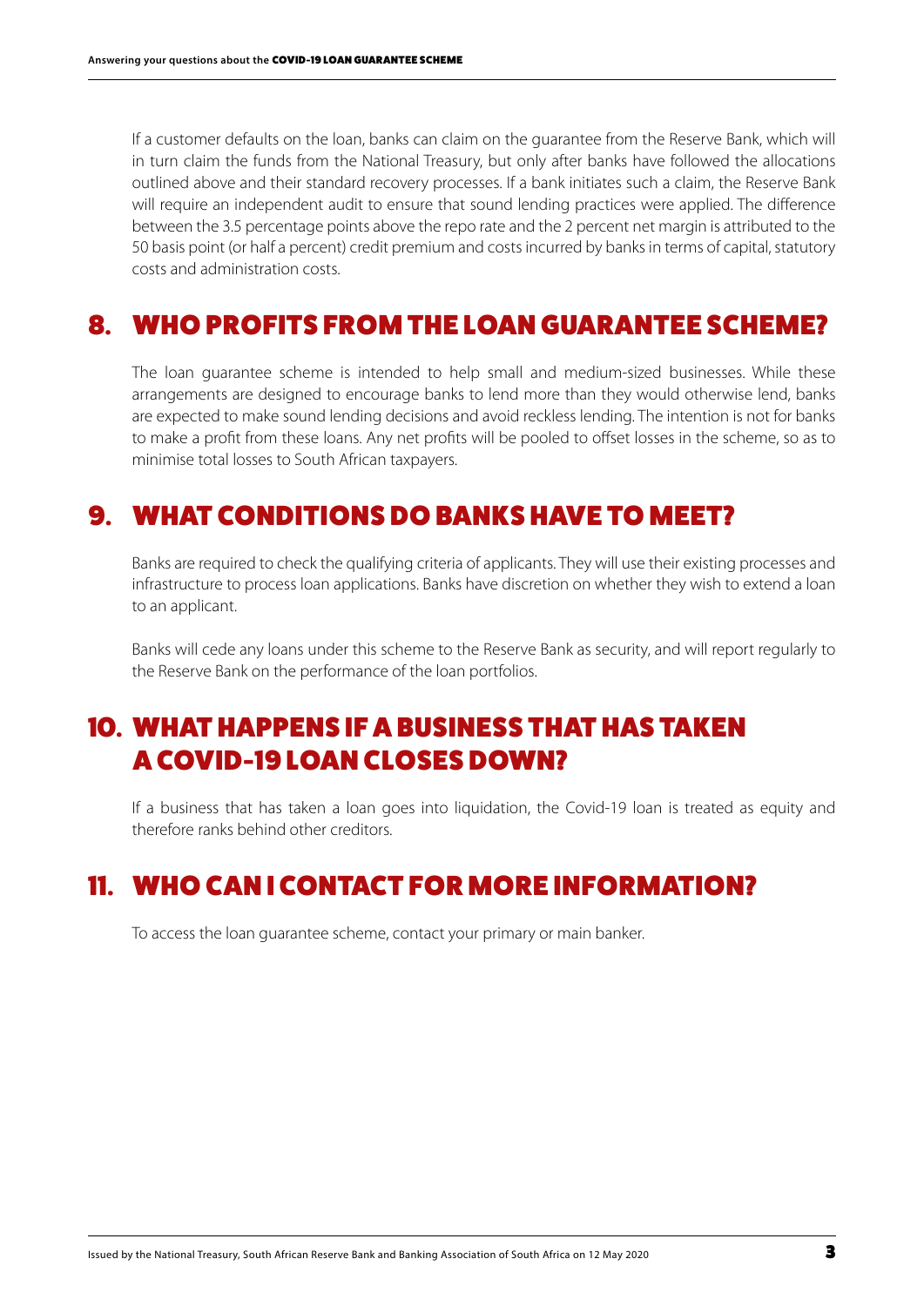If a customer defaults on the loan, banks can claim on the guarantee from the Reserve Bank, which will in turn claim the funds from the National Treasury, but only after banks have followed the allocations outlined above and their standard recovery processes. If a bank initiates such a claim, the Reserve Bank will require an independent audit to ensure that sound lending practices were applied. The difference between the 3.5 percentage points above the repo rate and the 2 percent net margin is attributed to the 50 basis point (or half a percent) credit premium and costs incurred by banks in terms of capital, statutory costs and administration costs.

## 8. WHO PROFITS FROM THE LOAN GUARANTEE SCHEME?

The loan guarantee scheme is intended to help small and medium-sized businesses. While these arrangements are designed to encourage banks to lend more than they would otherwise lend, banks are expected to make sound lending decisions and avoid reckless lending. The intention is not for banks to make a profit from these loans. Any net profits will be pooled to offset losses in the scheme, so as to minimise total losses to South African taxpayers.

## 9. WHAT CONDITIONS DO BANKS HAVE TO MEET?

Banks are required to check the qualifying criteria of applicants. They will use their existing processes and infrastructure to process loan applications. Banks have discretion on whether they wish to extend a loan to an applicant.

Banks will cede any loans under this scheme to the Reserve Bank as security, and will report regularly to the Reserve Bank on the performance of the loan portfolios.

## 10. WHAT HAPPENS IF A BUSINESS THAT HAS TAKEN A COVID-19 LOAN CLOSES DOWN?

If a business that has taken a loan goes into liquidation, the Covid-19 loan is treated as equity and therefore ranks behind other creditors.

## 11. WHO CAN I CONTACT FOR MORE INFORMATION?

To access the loan guarantee scheme, contact your primary or main banker.

Issued by the National Treasury, South African Reserve Bank and Banking Association of South Africa on 12 May 2020